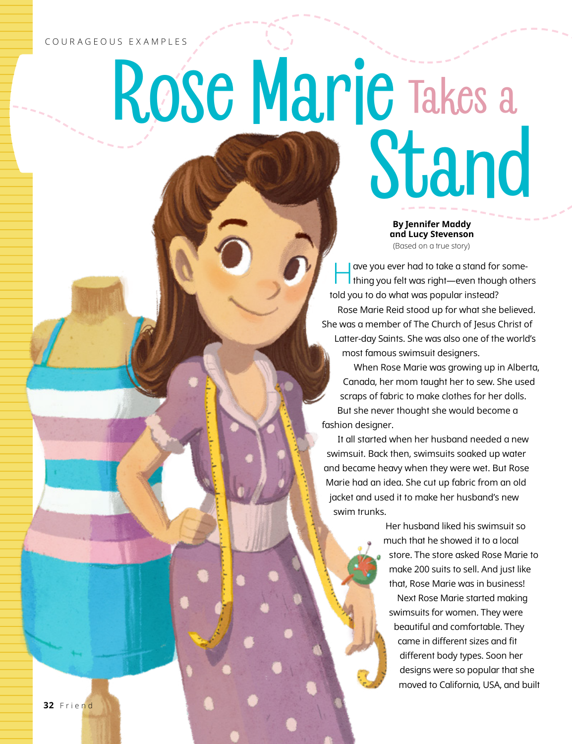COURAGEOUS EXAMPLES

# Rose Marie Takes a Stand

**By Jennifer Maddy and Lucy Stevenson**
(Based on a true story)

Have you ever had to take a stand for something you felt was right—even though others told you to do what was popular instead?

Rose Marie Reid stood up for what she believed. She was a member of The Church of Jesus Christ of Latter-day Saints. She was also one of the world's most famous swimsuit designers.

When Rose Marie was growing up in Alberta, Canada, her mom taught her to sew. She used scraps of fabric to make clothes for her dolls. But she never thought she would become a fashion designer.

It all started when her husband needed a new swimsuit. Back then, swimsuits soaked up water and became heavy when they were wet. But Rose Marie had an idea. She cut up fabric from an old jacket and used it to make her husband's new swim trunks.

Her husband liked his swimsuit so much that he showed it to a local store. The store asked Rose Marie to make 200 suits to sell. And just like that, Rose Marie was in business!

Next Rose Marie started making swimsuits for women. They were beautiful and comfortable. They came in different sizes and fit different body types. Soon her designs were so popular that she moved to California, USA, and built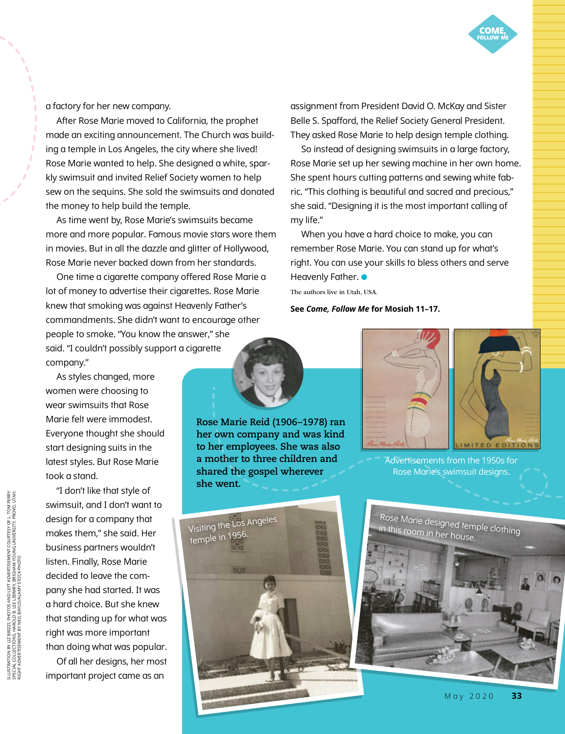a factory for her new company.

After Rose Marie moved to California, the prophet made an exciting announcement. The Church was building a temple in Los Angeles, the city where she lived! Rose Marie wanted to help. She designed a white, sparkly swimsuit and invited Relief Society women to help sew on the sequins. She sold the swimsuits and donated the money to help build the temple.

As time went by, Rose Marie's swimsuits became more and more popular. Famous movie stars wore them in movies. But in all the dazzle and glitter of Hollywood, Rose Marie never backed down from her standards.

One time a cigarette company offered Rose Marie a lot of money to advertise their cigarettes. Rose Marie knew that smoking was against Heavenly Father's commandments. She didn't want to encourage other people to smoke. "You know the answer," she said. "I couldn't possibly support a cigarette company."

As styles changed, more women were choosing to wear swimsuits that Rose Marie felt were immodest. Everyone thought she should start designing suits in the latest styles. But Rose Marie took a stand.

"I don't like that style of swimsuit, and I don't want to design for a company that makes them," she said. Her business partners wouldn't listen. Finally, Rose Marie decided to leave the company she had started. It was a hard choice. But she knew that standing up for what was right was more important than doing what was popular.

Of all her designs, her most important project came as an assignment from President David O. McKay and Sister Belle S. Spafford, the Relief Society General President. They asked Rose Marie to help design temple clothing.

So instead of designing swimsuits in a large factory, Rose Marie set up her sewing machine in her own home. She spent hours cutting patterns and sewing white fabric. "This clothing is beautiful and sacred and precious," she said. "Designing it is the most important calling of my life."

When you have a hard choice to make, you can remember Rose Marie. You can stand up for what's right. You can use your skills to bless others and serve Heavenly Father. ●

The authors live in Utah, USA.

**See *Come, Follow Me* for Mosiah 11–17.**

**Rose Marie Reid (1906–1978) ran her own company and was kind to her employees. She was also a mother to three children and shared the gospel wherever she went.**

Advertisements from the 1950s for Rose Marie's swimsuit designs.

Visiting the Los Angeles temple in 1956.

Rose Marie designed temple clothing in this room in her house.

ILLUSTRATION BY LIZ BRIZZI; PHOTOS AND LEFT ADVERTISEMENT COURTESY OF L. TOM PERRY SPECIAL COLLECTIONS, HAROLD B. LEE LIBRARY, BRIGHAM YOUNG UNIVERSITY, PROVO, UTAH; RIGHT ADVERTISEMENT BY NEIL BAYLIS/ALAMY STOCK PHOTO